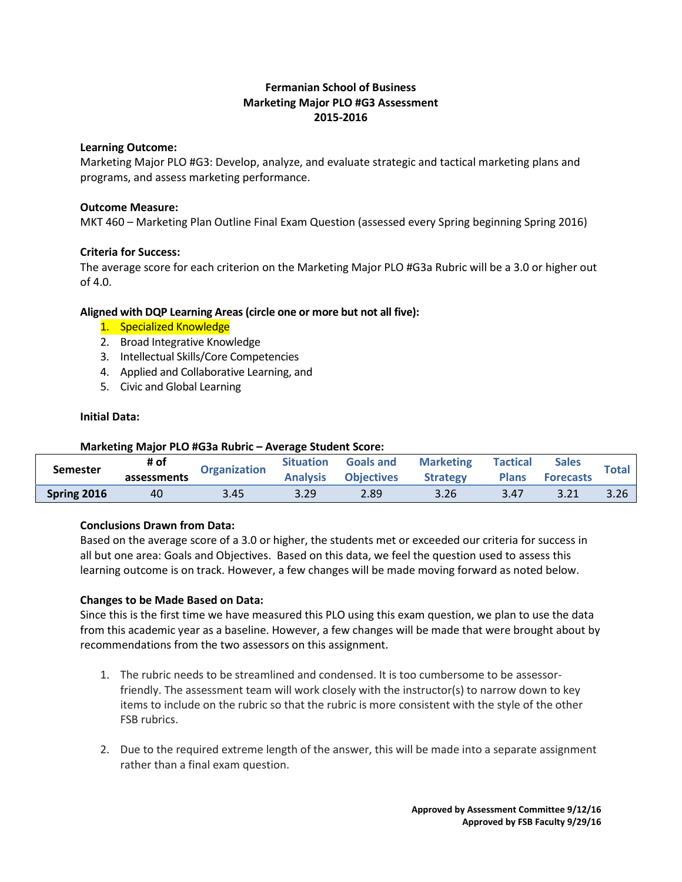**Fermanian School of Business**
**Marketing Major PLO #G3 Assessment**
**2015-2016**

**Learning Outcome:**
Marketing Major PLO #G3: Develop, analyze, and evaluate strategic and tactical marketing plans and programs, and assess marketing performance.

**Outcome Measure:**
MKT 460 – Marketing Plan Outline Final Exam Question (assessed every Spring beginning Spring 2016)

**Criteria for Success:**
The average score for each criterion on the Marketing Major PLO #G3a Rubric will be a 3.0 or higher out of 4.0.

**Aligned with DQP Learning Areas (circle one or more but not all five):**

1. Specialized Knowledge
2. Broad Integrative Knowledge
3. Intellectual Skills/Core Competencies
4. Applied and Collaborative Learning, and
5. Civic and Global Learning

**Initial Data:**

**Marketing Major PLO #G3a Rubric – Average Student Score:**

| Semester | # of assessments | Organization | Situation Analysis | Goals and Objectives | Marketing Strategy | Tactical Plans | Sales Forecasts | Total |
|---|---|---|---|---|---|---|---|---|
| **Spring 2016** | 40 | 3.45 | 3.29 | 2.89 | 3.26 | 3.47 | 3.21 | 3.26 |

**Conclusions Drawn from Data:**
Based on the average score of a 3.0 or higher, the students met or exceeded our criteria for success in all but one area: Goals and Objectives. Based on this data, we feel the question used to assess this learning outcome is on track. However, a few changes will be made moving forward as noted below.

**Changes to be Made Based on Data:**
Since this is the first time we have measured this PLO using this exam question, we plan to use the data from this academic year as a baseline. However, a few changes will be made that were brought about by recommendations from the two assessors on this assignment.

1. The rubric needs to be streamlined and condensed. It is too cumbersome to be assessor-friendly. The assessment team will work closely with the instructor(s) to narrow down to key items to include on the rubric so that the rubric is more consistent with the style of the other FSB rubrics.

2. Due to the required extreme length of the answer, this will be made into a separate assignment rather than a final exam question.

**Approved by Assessment Committee 9/12/16**
**Approved by FSB Faculty 9/29/16**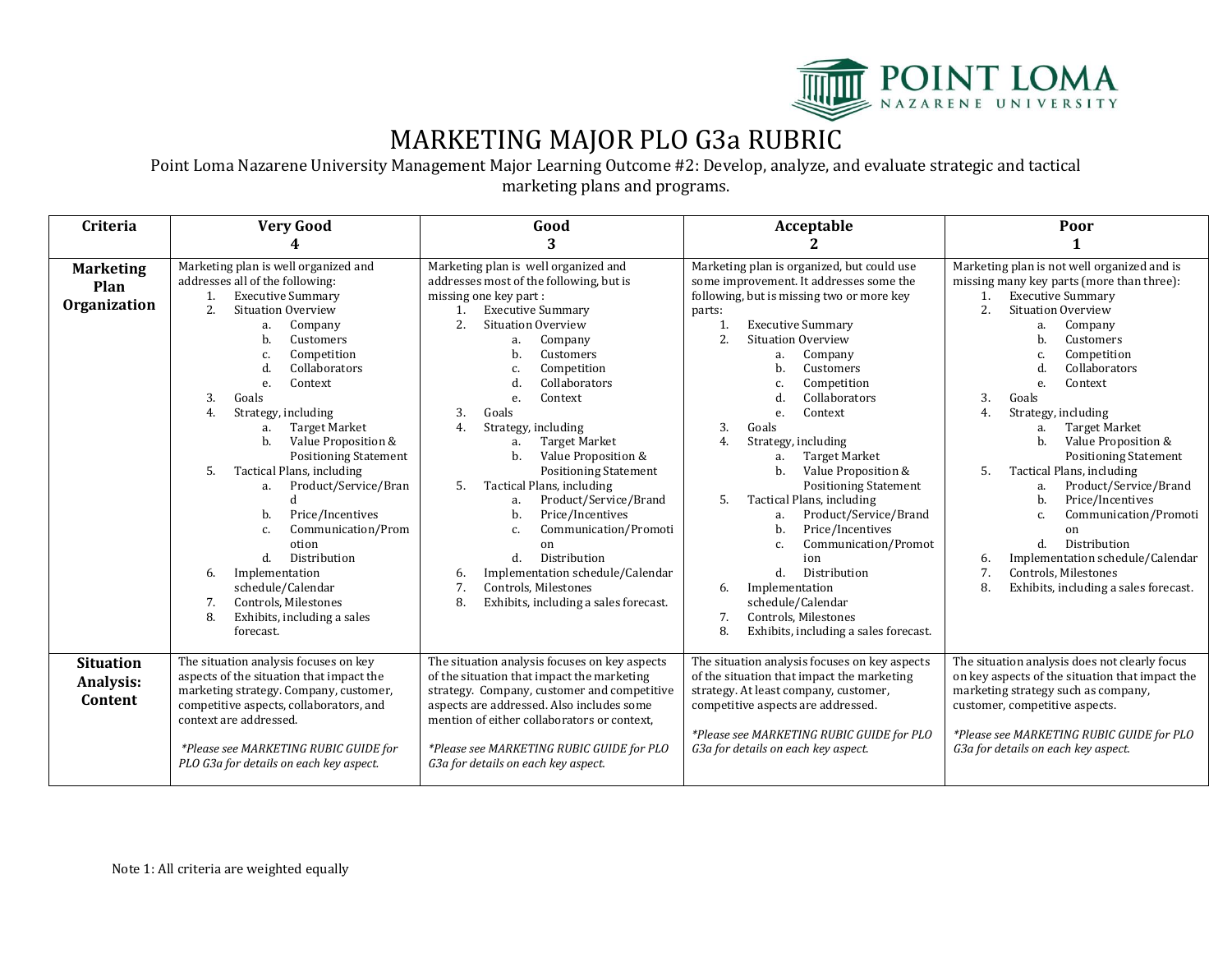# MARKETING MAJOR PLO G3a RUBRIC

Point Loma Nazarene University Management Major Learning Outcome #2: Develop, analyze, and evaluate strategic and tactical marketing plans and programs.

| Criteria | Very Good<br>4 | Good<br>3 | Acceptable<br>2 | Poor<br>1 |
|---|---|---|---|---|
| **Marketing Plan Organization** | Marketing plan is well organized and addresses all of the following:<br>1. Executive Summary<br>2. Situation Overview<br>a. Company<br>b. Customers<br>c. Competition<br>d. Collaborators<br>e. Context<br>3. Goals<br>4. Strategy, including<br>a. Target Market<br>b. Value Proposition & Positioning Statement<br>5. Tactical Plans, including<br>a. Product/Service/Brand<br>b. Price/Incentives<br>c. Communication/Promotion<br>d. Distribution<br>6. Implementation schedule/Calendar<br>7. Controls, Milestones<br>8. Exhibits, including a sales forecast. | Marketing plan is well organized and addresses most of the following, but is missing one key part :<br>1. Executive Summary<br>2. Situation Overview<br>a. Company<br>b. Customers<br>c. Competition<br>d. Collaborators<br>e. Context<br>3. Goals<br>4. Strategy, including<br>a. Target Market<br>b. Value Proposition & Positioning Statement<br>5. Tactical Plans, including<br>a. Product/Service/Brand<br>b. Price/Incentives<br>c. Communication/Promotion<br>d. Distribution<br>6. Implementation schedule/Calendar<br>7. Controls, Milestones<br>8. Exhibits, including a sales forecast. | Marketing plan is organized, but could use some improvement. It addresses some the following, but is missing two or more key parts:<br>1. Executive Summary<br>2. Situation Overview<br>a. Company<br>b. Customers<br>c. Competition<br>d. Collaborators<br>e. Context<br>3. Goals<br>4. Strategy, including<br>a. Target Market<br>b. Value Proposition & Positioning Statement<br>5. Tactical Plans, including<br>a. Product/Service/Brand<br>b. Price/Incentives<br>c. Communication/Promotion<br>d. Distribution<br>6. Implementation schedule/Calendar<br>7. Controls, Milestones<br>8. Exhibits, including a sales forecast. | Marketing plan is not well organized and is missing many key parts (more than three):<br>1. Executive Summary<br>2. Situation Overview<br>a. Company<br>b. Customers<br>c. Competition<br>d. Collaborators<br>e. Context<br>3. Goals<br>4. Strategy, including<br>a. Target Market<br>b. Value Proposition & Positioning Statement<br>5. Tactical Plans, including<br>a. Product/Service/Brand<br>b. Price/Incentives<br>c. Communication/Promotion<br>d. Distribution<br>6. Implementation schedule/Calendar<br>7. Controls, Milestones<br>8. Exhibits, including a sales forecast. |
| **Situation Analysis: Content** | The situation analysis focuses on key aspects of the situation that impact the marketing strategy. Company, customer, competitive aspects, collaborators, and context are addressed.<br><br>*\*Please see MARKETING RUBIC GUIDE for PLO G3a for details on each key aspect.* | The situation analysis focuses on key aspects of the situation that impact the marketing strategy. Company, customer and competitive aspects are addressed. Also includes some mention of either collaborators or context,<br><br>*\*Please see MARKETING RUBIC GUIDE for PLO G3a for details on each key aspect.* | The situation analysis focuses on key aspects of the situation that impact the marketing strategy. At least company, customer, competitive aspects are addressed.<br><br>*\*Please see MARKETING RUBIC GUIDE for PLO G3a for details on each key aspect.* | The situation analysis does not clearly focus on key aspects of the situation that impact the marketing strategy such as company, customer, competitive aspects.<br><br>*\*Please see MARKETING RUBIC GUIDE for PLO G3a for details on each key aspect.* |

Note 1: All criteria are weighted equally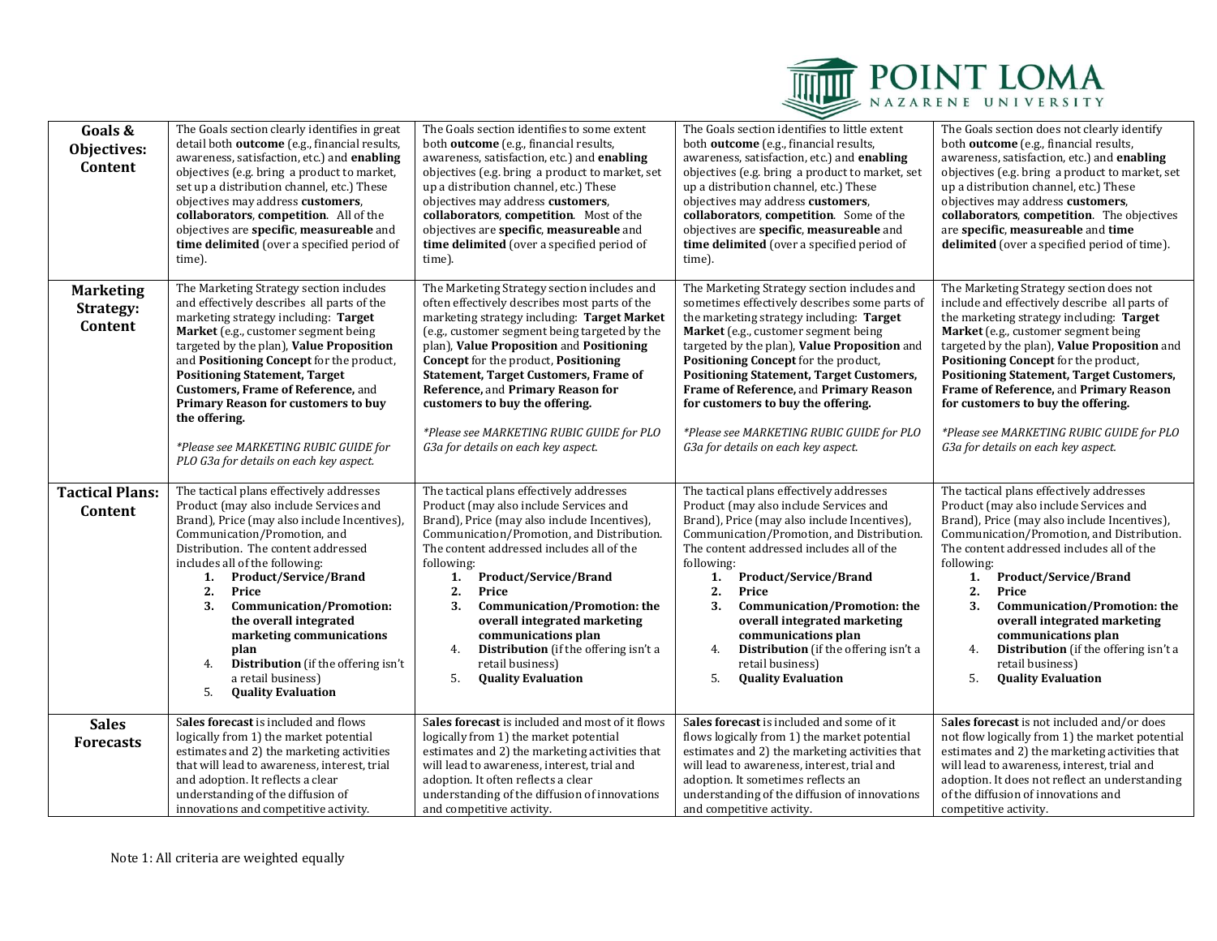| **Goals & Objectives: Content** | The Goals section clearly identifies in great detail both **outcome** (e.g., financial results, awareness, satisfaction, etc.) and **enabling** objectives (e.g. bring a product to market, set up a distribution channel, etc.) These objectives may address **customers**, **collaborators**, **competition**. All of the objectives are **specific**, **measureable** and **time delimited** (over a specified period of time). | The Goals section identifies to some extent both **outcome** (e.g., financial results, awareness, satisfaction, etc.) and **enabling** objectives (e.g. bring a product to market, set up a distribution channel, etc.) These objectives may address **customers**, **collaborators**, **competition**. Most of the objectives are **specific**, **measureable** and **time delimited** (over a specified period of time). | The Goals section identifies to little extent both **outcome** (e.g., financial results, awareness, satisfaction, etc.) and **enabling** objectives (e.g. bring a product to market, set up a distribution channel, etc.) These objectives may address **customers**, **collaborators**, **competition**. Some of the objectives are **specific**, **measureable** and **time delimited** (over a specified period of time). | The Goals section does not clearly identify both **outcome** (e.g., financial results, awareness, satisfaction, etc.) and **enabling** objectives (e.g. bring a product to market, set up a distribution channel, etc.) These objectives may address **customers**, **collaborators**, **competition**. The objectives are **specific**, **measureable** and **time delimited** (over a specified period of time). |
|---|---|---|---|---|
| **Marketing Strategy: Content** | The Marketing Strategy section includes and effectively describes all parts of the marketing strategy including: **Target Market** (e.g., customer segment being targeted by the plan), **Value Proposition** and **Positioning Concept** for the product, **Positioning Statement, Target Customers, Frame of Reference,** and **Primary Reason for customers to buy the offering.** *\*Please see MARKETING RUBIC GUIDE for PLO G3a for details on each key aspect.* | The Marketing Strategy section includes and often effectively describes most parts of the marketing strategy including: **Target Market** (e.g., customer segment being targeted by the plan), **Value Proposition** and **Positioning Concept** for the product, **Positioning Statement, Target Customers, Frame of Reference,** and **Primary Reason for customers to buy the offering.** *\*Please see MARKETING RUBIC GUIDE for PLO G3a for details on each key aspect.* | The Marketing Strategy section includes and sometimes effectively describes some parts of the marketing strategy including: **Target Market** (e.g., customer segment being targeted by the plan), **Value Proposition** and **Positioning Concept** for the product, **Positioning Statement, Target Customers, Frame of Reference,** and **Primary Reason for customers to buy the offering.** *\*Please see MARKETING RUBIC GUIDE for PLO G3a for details on each key aspect.* | The Marketing Strategy section does not include and effectively describe all parts of the marketing strategy including: **Target Market** (e.g., customer segment being targeted by the plan), **Value Proposition** and **Positioning Concept** for the product, **Positioning Statement, Target Customers, Frame of Reference,** and **Primary Reason for customers to buy the offering.** *\*Please see MARKETING RUBIC GUIDE for PLO G3a for details on each key aspect.* |
| **Tactical Plans: Content** | The tactical plans effectively addresses Product (may also include Services and Brand), Price (may also include Incentives), Communication/Promotion, and Distribution. The content addressed includes all of the following: 1. **Product/Service/Brand** 2. **Price** 3. **Communication/Promotion: the overall integrated marketing communications plan** 4. **Distribution** (if the offering isn't a retail business) 5. **Quality Evaluation** | The tactical plans effectively addresses Product (may also include Services and Brand), Price (may also include Incentives), Communication/Promotion, and Distribution. The content addressed includes all of the following: 1. **Product/Service/Brand** 2. **Price** 3. **Communication/Promotion: the overall integrated marketing communications plan** 4. **Distribution** (if the offering isn't a retail business) 5. **Quality Evaluation** | The tactical plans effectively addresses Product (may also include Services and Brand), Price (may also include Incentives), Communication/Promotion, and Distribution. The content addressed includes all of the following: 1. **Product/Service/Brand** 2. **Price** 3. **Communication/Promotion: the overall integrated marketing communications plan** 4. **Distribution** (if the offering isn't a retail business) 5. **Quality Evaluation** | The tactical plans effectively addresses Product (may also include Services and Brand), Price (may also include Incentives), Communication/Promotion, and Distribution. The content addressed includes all of the following: 1. **Product/Service/Brand** 2. **Price** 3. **Communication/Promotion: the overall integrated marketing communications plan** 4. **Distribution** (if the offering isn't a retail business) 5. **Quality Evaluation** |
| **Sales Forecasts** | S**ales forecast** is included and flows logically from 1) the market potential estimates and 2) the marketing activities that will lead to awareness, interest, trial and adoption. It reflects a clear understanding of the diffusion of innovations and competitive activity. | S**ales forecast** is included and most of it flows logically from 1) the market potential estimates and 2) the marketing activities that will lead to awareness, interest, trial and adoption. It often reflects a clear understanding of the diffusion of innovations and competitive activity. | S**ales forecast** is included and some of it flows logically from 1) the market potential estimates and 2) the marketing activities that will lead to awareness, interest, trial and adoption. It sometimes reflects an understanding of the diffusion of innovations and competitive activity. | S**ales forecast** is not included and/or does not flow logically from 1) the market potential estimates and 2) the marketing activities that will lead to awareness, interest, trial and adoption. It does not reflect an understanding of the diffusion of innovations and competitive activity. |

Note 1: All criteria are weighted equally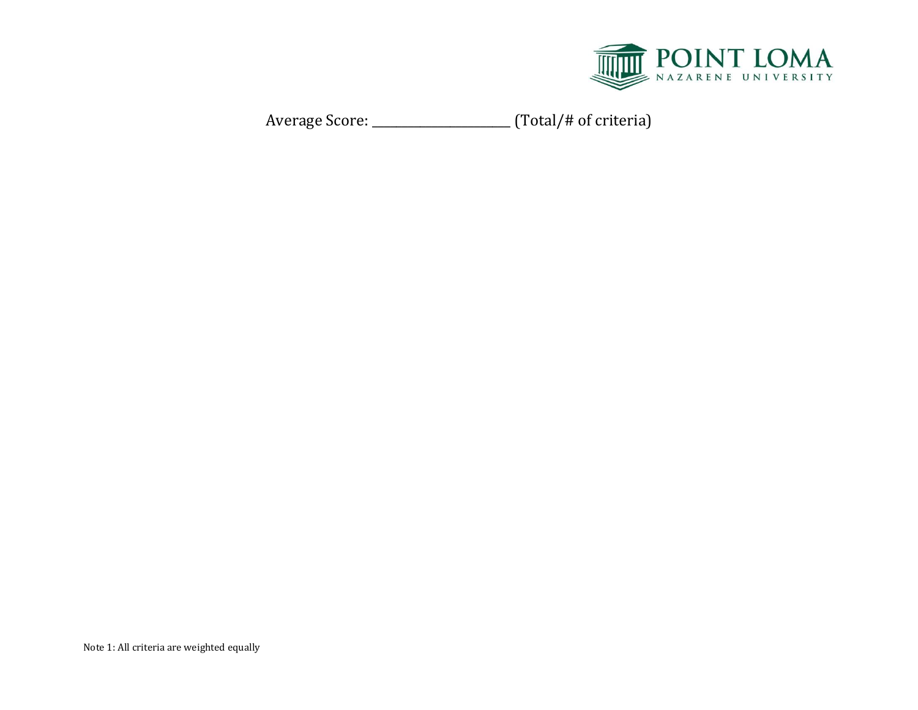Average Score: ______________________ (Total/# of criteria)

Note 1: All criteria are weighted equally